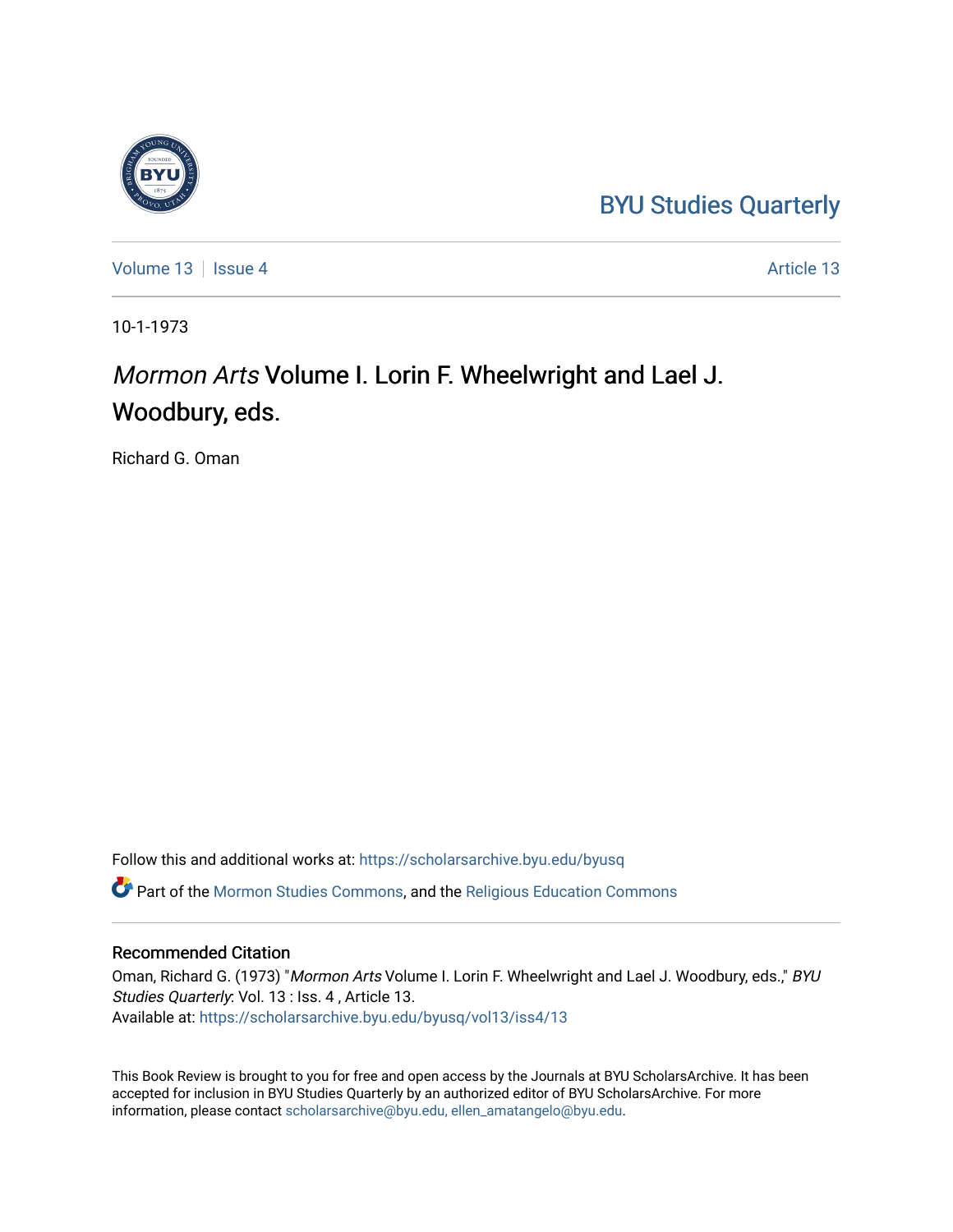BYU Studies Quarterly

Volume 13 | Issue 4 | Article 13

10-1-1973

# *Mormon Arts* Volume I. Lorin F. Wheelwright and Lael J. Woodbury, eds.

Richard G. Oman

Follow this and additional works at: https://scholarsarchive.byu.edu/byusq

Part of the Mormon Studies Commons, and the Religious Education Commons

## Recommended Citation

Oman, Richard G. (1973) "*Mormon Arts* Volume I. Lorin F. Wheelwright and Lael J. Woodbury, eds.," *BYU Studies Quarterly*: Vol. 13 : Iss. 4 , Article 13.
Available at: https://scholarsarchive.byu.edu/byusq/vol13/iss4/13

This Book Review is brought to you for free and open access by the Journals at BYU ScholarsArchive. It has been accepted for inclusion in BYU Studies Quarterly by an authorized editor of BYU ScholarsArchive. For more information, please contact scholarsarchive@byu.edu, ellen_amatangelo@byu.edu.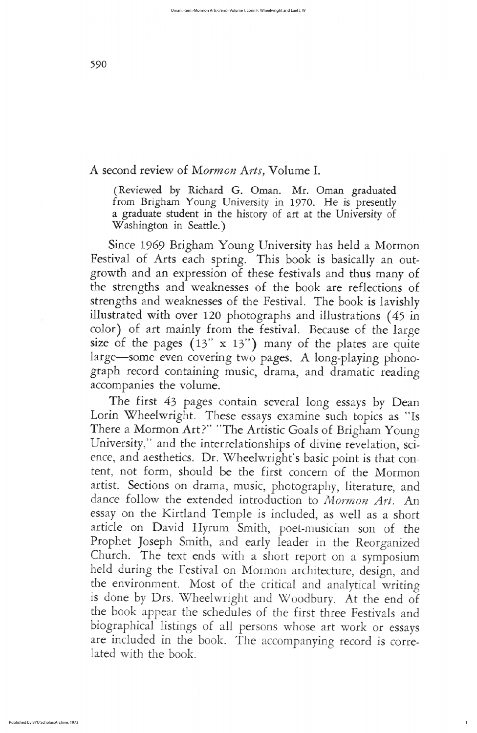## A second review of *Mormon Arts,* Volume I.

(Reviewed by Richard G. Oman. Mr. Oman graduated from Brigham Young University in 1970. He is presently a graduate student in the history of art at the University of Washington in Seattle.)

Since 1969 Brigham Young University has held a Mormon Festival of Arts each spring. This book is basically an outgrowth and an expression of these festivals and thus many of the strengths and weaknesses of the book are reflections of strengths and weaknesses of the Festival. The book is lavishly illustrated with over 120 photographs and illustrations (45 in color) of art mainly from the festival. Because of the large size of the pages (13" x 13") many of the plates are quite large—some even covering two pages. A long-playing phonograph record containing music, drama, and dramatic reading accompanies the volume.

The first 43 pages contain several long essays by Dean Lorin Wheelwright. These essays examine such topics as "Is There a Mormon Art?" "The Artistic Goals of Brigham Young University," and the interrelationships of divine revelation, science, and aesthetics. Dr. Wheelwright's basic point is that content, not form, should be the first concern of the Mormon artist. Sections on drama, music, photography, literature, and dance follow the extended introduction to *Mormon Art.* An essay on the Kirtland Temple is included, as well as a short article on David Hyrum Smith, poet-musician son of the Prophet Joseph Smith, and early leader in the Reorganized Church. The text ends with a short report on a symposium held during the Festival on Mormon architecture, design, and the environment. Most of the critical and analytical writing is done by Drs. Wheelwright and Woodbury. At the end of the book appear the schedules of the first three Festivals and biographical listings of all persons whose art work or essays are included in the book. The accompanying record is correlated with the book.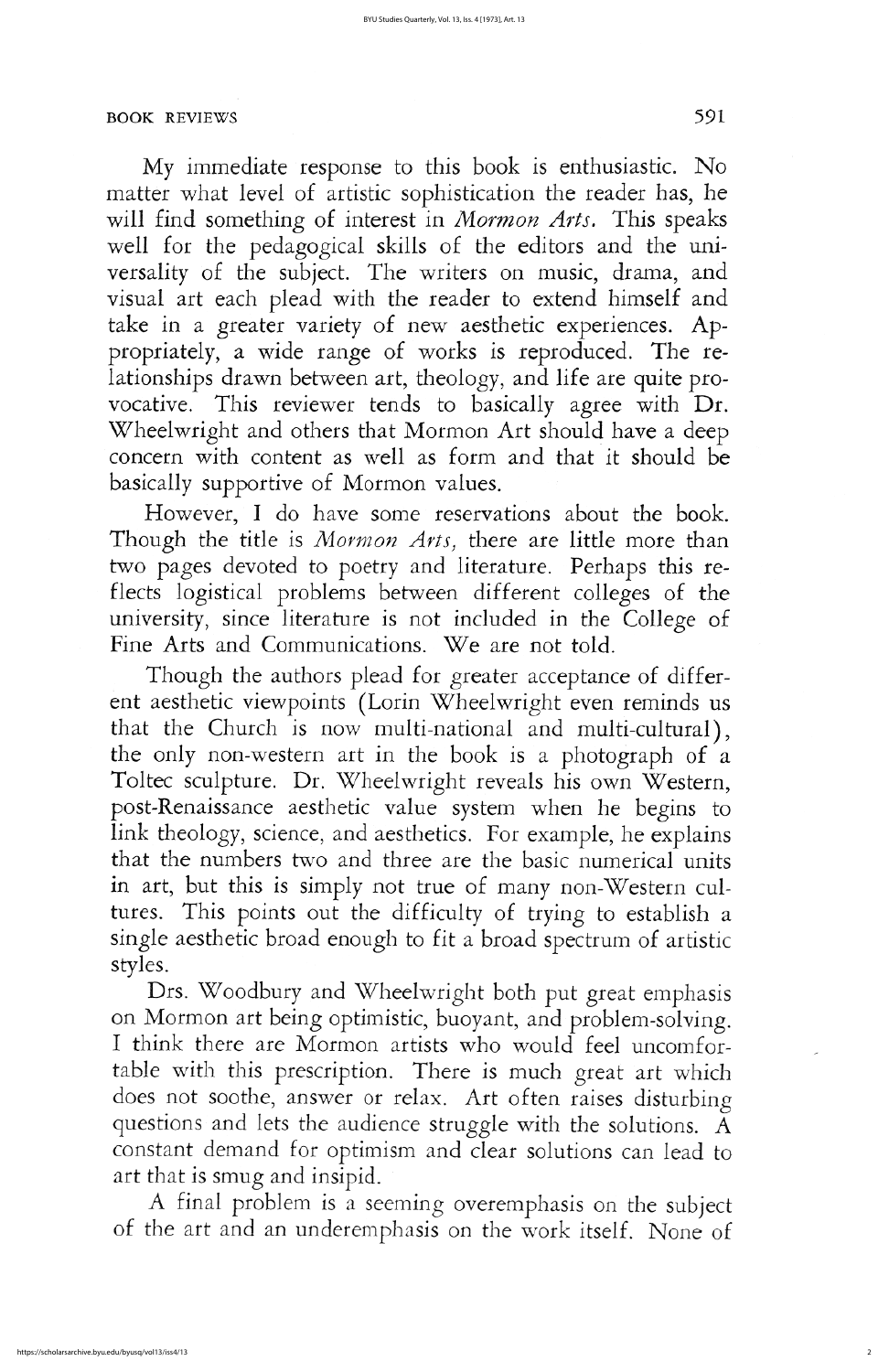My immediate response to this book is enthusiastic. No matter what level of artistic sophistication the reader has, he will find something of interest in *Mormon Arts.* This speaks well for the pedagogical skills of the editors and the universality of the subject. The writers on music, drama, and visual art each plead with the reader to extend himself and take in a greater variety of new aesthetic experiences. Appropriately, a wide range of works is reproduced. The relationships drawn between art, theology, and life are quite provocative. This reviewer tends to basically agree with Dr. Wheelwright and others that Mormon Art should have a deep concern with content as well as form and that it should be basically supportive of Mormon values.

However, I do have some reservations about the book. Though the title is *Mormon Arts,* there are little more than two pages devoted to poetry and literature. Perhaps this reflects logistical problems between different colleges of the university, since literature is not included in the College of Fine Arts and Communications. We are not told.

Though the authors plead for greater acceptance of different aesthetic viewpoints (Lorin Wheelwright even reminds us that the Church is now multi-national and multi-cultural), the only non-western art in the book is a photograph of a Toltec sculpture. Dr. Wheelwright reveals his own Western, post-Renaissance aesthetic value system when he begins to link theology, science, and aesthetics. For example, he explains that the numbers two and three are the basic numerical units in art, but this is simply not true of many non-Western cultures. This points out the difficulty of trying to establish a single aesthetic broad enough to fit a broad spectrum of artistic styles.

Drs. Woodbury and Wheelwright both put great emphasis on Mormon art being optimistic, buoyant, and problem-solving. I think there are Mormon artists who would feel uncomfortable with this prescription. There is much great art which does not soothe, answer or relax. Art often raises disturbing questions and lets the audience struggle with the solutions. A constant demand for optimism and clear solutions can lead to art that is smug and insipid.

A final problem is a seeming overemphasis on the subject of the art and an underemphasis on the work itself. None of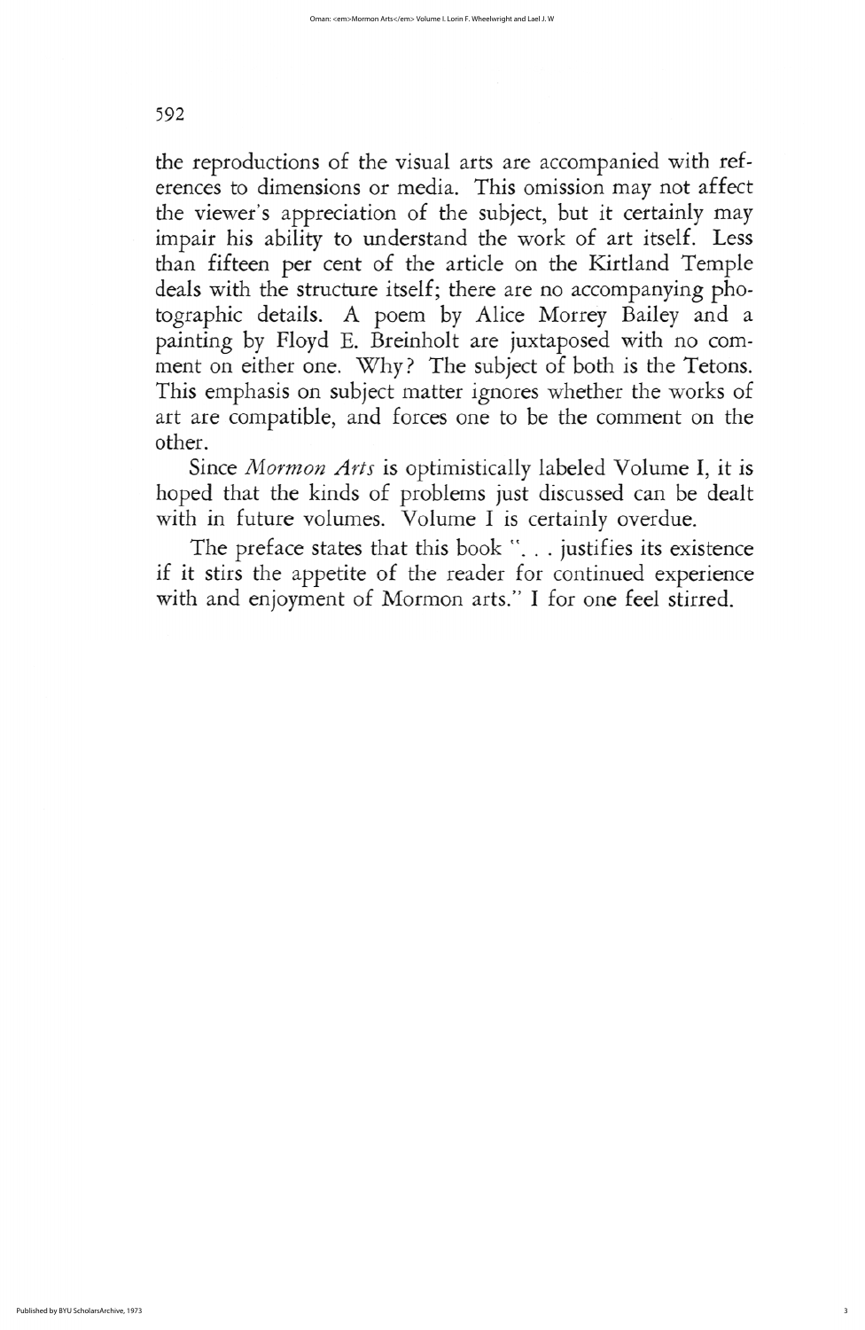the reproductions of the visual arts are accompanied with references to dimensions or media. This omission may not affect the viewer's appreciation of the subject, but it certainly may impair his ability to understand the work of art itself. Less than fifteen per cent of the article on the Kirtland Temple deals with the structure itself; there are no accompanying photographic details. A poem by Alice Morrey Bailey and a painting by Floyd E. Breinholt are juxtaposed with no comment on either one. Why? The subject of both is the Tetons. This emphasis on subject matter ignores whether the works of art are compatible, and forces one to be the comment on the other.

Since *Mormon Arts* is optimistically labeled Volume I, it is hoped that the kinds of problems just discussed can be dealt with in future volumes. Volume I is certainly overdue.

The preface states that this book ". . . justifies its existence if it stirs the appetite of the reader for continued experience with and enjoyment of Mormon arts." I for one feel stirred.